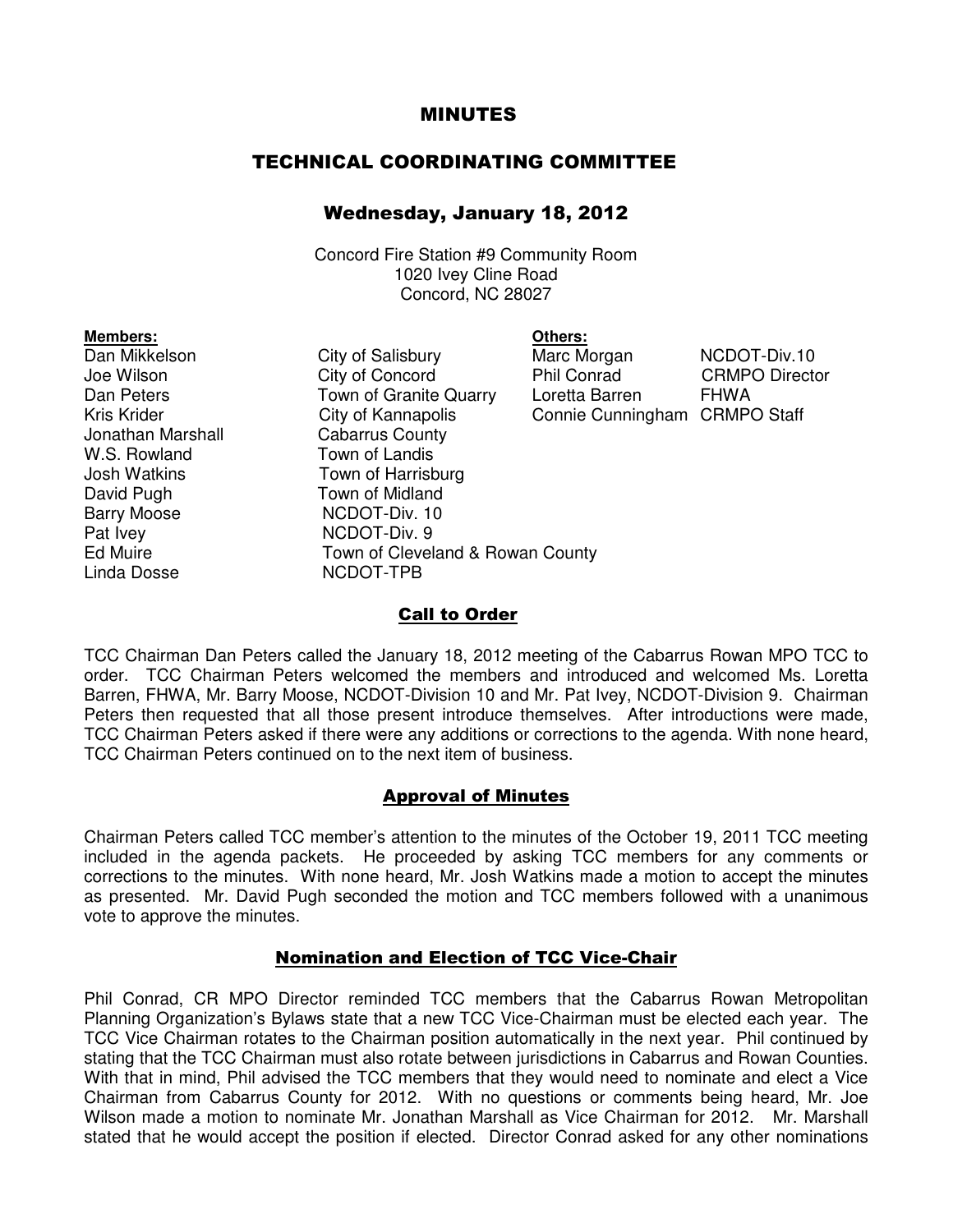# MINUTES

## TECHNICAL COORDINATING COMMITTEE

### Wednesday, January 18, 2012

Concord Fire Station #9 Community Room
1020 Ivey Cline Road
Concord, NC 28027

| **Members:** | | **Others:** | |
|---|---|---|---|
| Dan Mikkelson | City of Salisbury | Marc Morgan | NCDOT-Div.10 |
| Joe Wilson | City of Concord | Phil Conrad | CRMPO Director |
| Dan Peters | Town of Granite Quarry | Loretta Barren | FHWA |
| Kris Krider | City of Kannapolis | Connie Cunningham | CRMPO Staff |
| Jonathan Marshall | Cabarrus County | | |
| W.S. Rowland | Town of Landis | | |
| Josh Watkins | Town of Harrisburg | | |
| David Pugh | Town of Midland | | |
| Barry Moose | NCDOT-Div. 10 | | |
| Pat Ivey | NCDOT-Div. 9 | | |
| Ed Muire | Town of Cleveland & Rowan County | | |
| Linda Dosse | NCDOT-TPB | | |

## Call to Order

TCC Chairman Dan Peters called the January 18, 2012 meeting of the Cabarrus Rowan MPO TCC to order. TCC Chairman Peters welcomed the members and introduced and welcomed Ms. Loretta Barren, FHWA, Mr. Barry Moose, NCDOT-Division 10 and Mr. Pat Ivey, NCDOT-Division 9. Chairman Peters then requested that all those present introduce themselves. After introductions were made, TCC Chairman Peters asked if there were any additions or corrections to the agenda. With none heard, TCC Chairman Peters continued on to the next item of business.

## Approval of Minutes

Chairman Peters called TCC member's attention to the minutes of the October 19, 2011 TCC meeting included in the agenda packets. He proceeded by asking TCC members for any comments or corrections to the minutes. With none heard, Mr. Josh Watkins made a motion to accept the minutes as presented. Mr. David Pugh seconded the motion and TCC members followed with a unanimous vote to approve the minutes.

## Nomination and Election of TCC Vice-Chair

Phil Conrad, CR MPO Director reminded TCC members that the Cabarrus Rowan Metropolitan Planning Organization's Bylaws state that a new TCC Vice-Chairman must be elected each year. The TCC Vice Chairman rotates to the Chairman position automatically in the next year. Phil continued by stating that the TCC Chairman must also rotate between jurisdictions in Cabarrus and Rowan Counties. With that in mind, Phil advised the TCC members that they would need to nominate and elect a Vice Chairman from Cabarrus County for 2012. With no questions or comments being heard, Mr. Joe Wilson made a motion to nominate Mr. Jonathan Marshall as Vice Chairman for 2012. Mr. Marshall stated that he would accept the position if elected. Director Conrad asked for any other nominations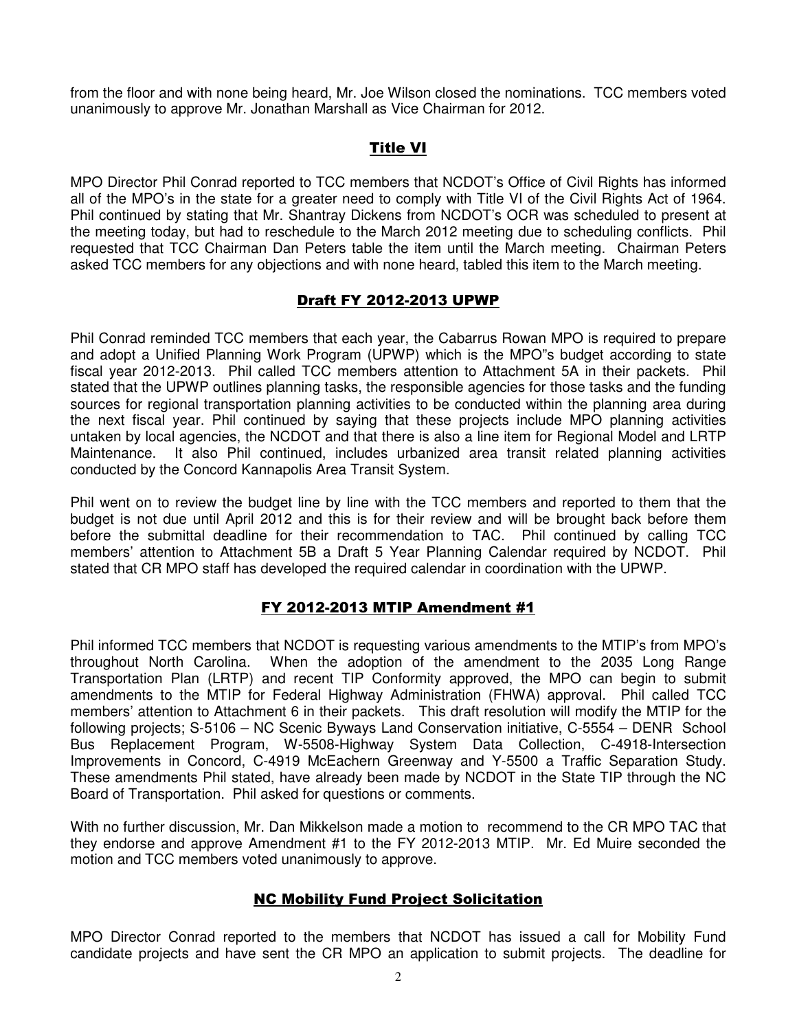from the floor and with none being heard, Mr. Joe Wilson closed the nominations. TCC members voted unanimously to approve Mr. Jonathan Marshall as Vice Chairman for 2012.

## Title VI

MPO Director Phil Conrad reported to TCC members that NCDOT's Office of Civil Rights has informed all of the MPO's in the state for a greater need to comply with Title VI of the Civil Rights Act of 1964. Phil continued by stating that Mr. Shantray Dickens from NCDOT's OCR was scheduled to present at the meeting today, but had to reschedule to the March 2012 meeting due to scheduling conflicts. Phil requested that TCC Chairman Dan Peters table the item until the March meeting. Chairman Peters asked TCC members for any objections and with none heard, tabled this item to the March meeting.

## Draft FY 2012-2013 UPWP

Phil Conrad reminded TCC members that each year, the Cabarrus Rowan MPO is required to prepare and adopt a Unified Planning Work Program (UPWP) which is the MPO"s budget according to state fiscal year 2012-2013. Phil called TCC members attention to Attachment 5A in their packets. Phil stated that the UPWP outlines planning tasks, the responsible agencies for those tasks and the funding sources for regional transportation planning activities to be conducted within the planning area during the next fiscal year. Phil continued by saying that these projects include MPO planning activities untaken by local agencies, the NCDOT and that there is also a line item for Regional Model and LRTP Maintenance. It also Phil continued, includes urbanized area transit related planning activities conducted by the Concord Kannapolis Area Transit System.

Phil went on to review the budget line by line with the TCC members and reported to them that the budget is not due until April 2012 and this is for their review and will be brought back before them before the submittal deadline for their recommendation to TAC. Phil continued by calling TCC members' attention to Attachment 5B a Draft 5 Year Planning Calendar required by NCDOT. Phil stated that CR MPO staff has developed the required calendar in coordination with the UPWP.

## FY 2012-2013 MTIP Amendment #1

Phil informed TCC members that NCDOT is requesting various amendments to the MTIP's from MPO's throughout North Carolina. When the adoption of the amendment to the 2035 Long Range Transportation Plan (LRTP) and recent TIP Conformity approved, the MPO can begin to submit amendments to the MTIP for Federal Highway Administration (FHWA) approval. Phil called TCC members' attention to Attachment 6 in their packets. This draft resolution will modify the MTIP for the following projects; S-5106 – NC Scenic Byways Land Conservation initiative, C-5554 – DENR School Bus Replacement Program, W-5508-Highway System Data Collection, C-4918-Intersection Improvements in Concord, C-4919 McEachern Greenway and Y-5500 a Traffic Separation Study. These amendments Phil stated, have already been made by NCDOT in the State TIP through the NC Board of Transportation. Phil asked for questions or comments.

With no further discussion, Mr. Dan Mikkelson made a motion to recommend to the CR MPO TAC that they endorse and approve Amendment #1 to the FY 2012-2013 MTIP. Mr. Ed Muire seconded the motion and TCC members voted unanimously to approve.

## NC Mobility Fund Project Solicitation

MPO Director Conrad reported to the members that NCDOT has issued a call for Mobility Fund candidate projects and have sent the CR MPO an application to submit projects. The deadline for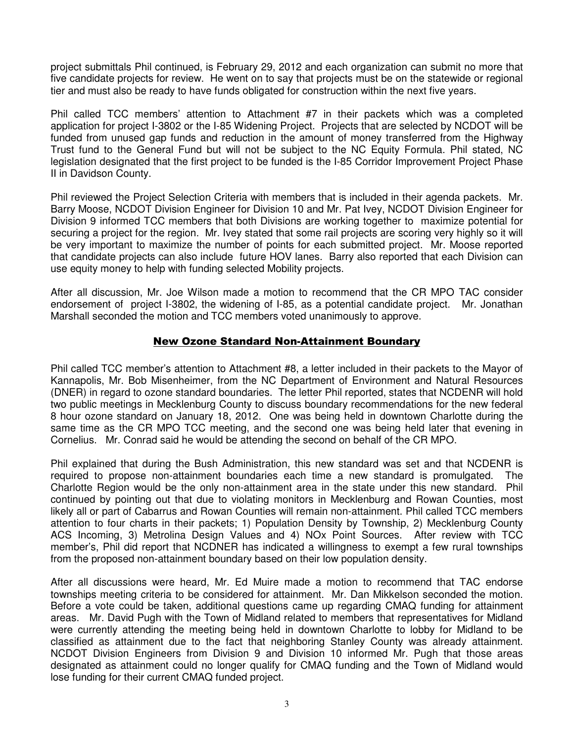project submittals Phil continued, is February 29, 2012 and each organization can submit no more that five candidate projects for review. He went on to say that projects must be on the statewide or regional tier and must also be ready to have funds obligated for construction within the next five years.

Phil called TCC members' attention to Attachment #7 in their packets which was a completed application for project I-3802 or the I-85 Widening Project. Projects that are selected by NCDOT will be funded from unused gap funds and reduction in the amount of money transferred from the Highway Trust fund to the General Fund but will not be subject to the NC Equity Formula. Phil stated, NC legislation designated that the first project to be funded is the I-85 Corridor Improvement Project Phase II in Davidson County.

Phil reviewed the Project Selection Criteria with members that is included in their agenda packets. Mr. Barry Moose, NCDOT Division Engineer for Division 10 and Mr. Pat Ivey, NCDOT Division Engineer for Division 9 informed TCC members that both Divisions are working together to maximize potential for securing a project for the region. Mr. Ivey stated that some rail projects are scoring very highly so it will be very important to maximize the number of points for each submitted project. Mr. Moose reported that candidate projects can also include future HOV lanes. Barry also reported that each Division can use equity money to help with funding selected Mobility projects.

After all discussion, Mr. Joe Wilson made a motion to recommend that the CR MPO TAC consider endorsement of project I-3802, the widening of I-85, as a potential candidate project. Mr. Jonathan Marshall seconded the motion and TCC members voted unanimously to approve.

## New Ozone Standard Non-Attainment Boundary

Phil called TCC member's attention to Attachment #8, a letter included in their packets to the Mayor of Kannapolis, Mr. Bob Misenheimer, from the NC Department of Environment and Natural Resources (DNER) in regard to ozone standard boundaries. The letter Phil reported, states that NCDENR will hold two public meetings in Mecklenburg County to discuss boundary recommendations for the new federal 8 hour ozone standard on January 18, 2012. One was being held in downtown Charlotte during the same time as the CR MPO TCC meeting, and the second one was being held later that evening in Cornelius. Mr. Conrad said he would be attending the second on behalf of the CR MPO.

Phil explained that during the Bush Administration, this new standard was set and that NCDENR is required to propose non-attainment boundaries each time a new standard is promulgated. The Charlotte Region would be the only non-attainment area in the state under this new standard. Phil continued by pointing out that due to violating monitors in Mecklenburg and Rowan Counties, most likely all or part of Cabarrus and Rowan Counties will remain non-attainment. Phil called TCC members attention to four charts in their packets; 1) Population Density by Township, 2) Mecklenburg County ACS Incoming, 3) Metrolina Design Values and 4) NOx Point Sources. After review with TCC member's, Phil did report that NCDNER has indicated a willingness to exempt a few rural townships from the proposed non-attainment boundary based on their low population density.

After all discussions were heard, Mr. Ed Muire made a motion to recommend that TAC endorse townships meeting criteria to be considered for attainment. Mr. Dan Mikkelson seconded the motion. Before a vote could be taken, additional questions came up regarding CMAQ funding for attainment areas. Mr. David Pugh with the Town of Midland related to members that representatives for Midland were currently attending the meeting being held in downtown Charlotte to lobby for Midland to be classified as attainment due to the fact that neighboring Stanley County was already attainment. NCDOT Division Engineers from Division 9 and Division 10 informed Mr. Pugh that those areas designated as attainment could no longer qualify for CMAQ funding and the Town of Midland would lose funding for their current CMAQ funded project.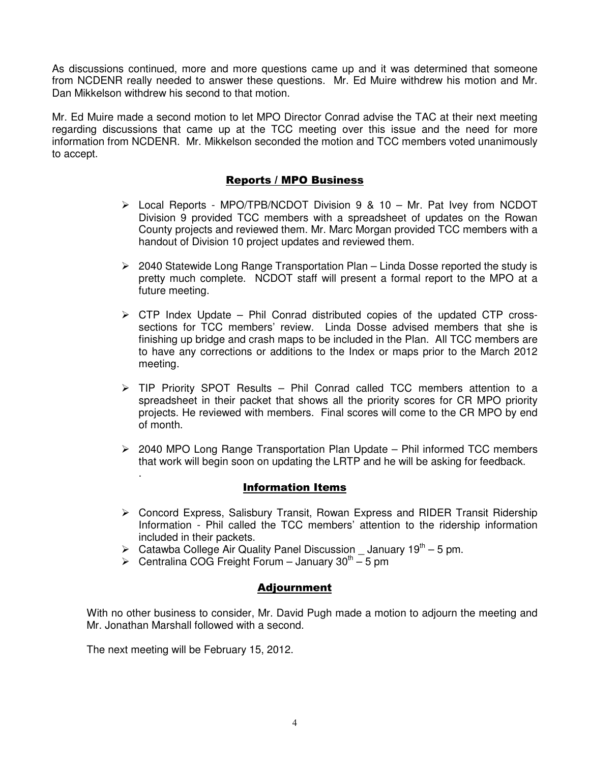As discussions continued, more and more questions came up and it was determined that someone from NCDENR really needed to answer these questions. Mr. Ed Muire withdrew his motion and Mr. Dan Mikkelson withdrew his second to that motion.

Mr. Ed Muire made a second motion to let MPO Director Conrad advise the TAC at their next meeting regarding discussions that came up at the TCC meeting over this issue and the need for more information from NCDENR. Mr. Mikkelson seconded the motion and TCC members voted unanimously to accept.

## Reports / MPO Business

- Local Reports - MPO/TPB/NCDOT Division 9 & 10 – Mr. Pat Ivey from NCDOT Division 9 provided TCC members with a spreadsheet of updates on the Rowan County projects and reviewed them. Mr. Marc Morgan provided TCC members with a handout of Division 10 project updates and reviewed them.
- 2040 Statewide Long Range Transportation Plan – Linda Dosse reported the study is pretty much complete. NCDOT staff will present a formal report to the MPO at a future meeting.
- CTP Index Update – Phil Conrad distributed copies of the updated CTP cross-sections for TCC members' review. Linda Dosse advised members that she is finishing up bridge and crash maps to be included in the Plan. All TCC members are to have any corrections or additions to the Index or maps prior to the March 2012 meeting.
- TIP Priority SPOT Results – Phil Conrad called TCC members attention to a spreadsheet in their packet that shows all the priority scores for CR MPO priority projects. He reviewed with members. Final scores will come to the CR MPO by end of month.
- 2040 MPO Long Range Transportation Plan Update – Phil informed TCC members that work will begin soon on updating the LRTP and he will be asking for feedback.
  .

## Information Items

- Concord Express, Salisbury Transit, Rowan Express and RIDER Transit Ridership Information - Phil called the TCC members' attention to the ridership information included in their packets.
- Catawba College Air Quality Panel Discussion _ January 19th – 5 pm.
- Centralina COG Freight Forum – January 30th – 5 pm

## Adjournment

With no other business to consider, Mr. David Pugh made a motion to adjourn the meeting and Mr. Jonathan Marshall followed with a second.

The next meeting will be February 15, 2012.